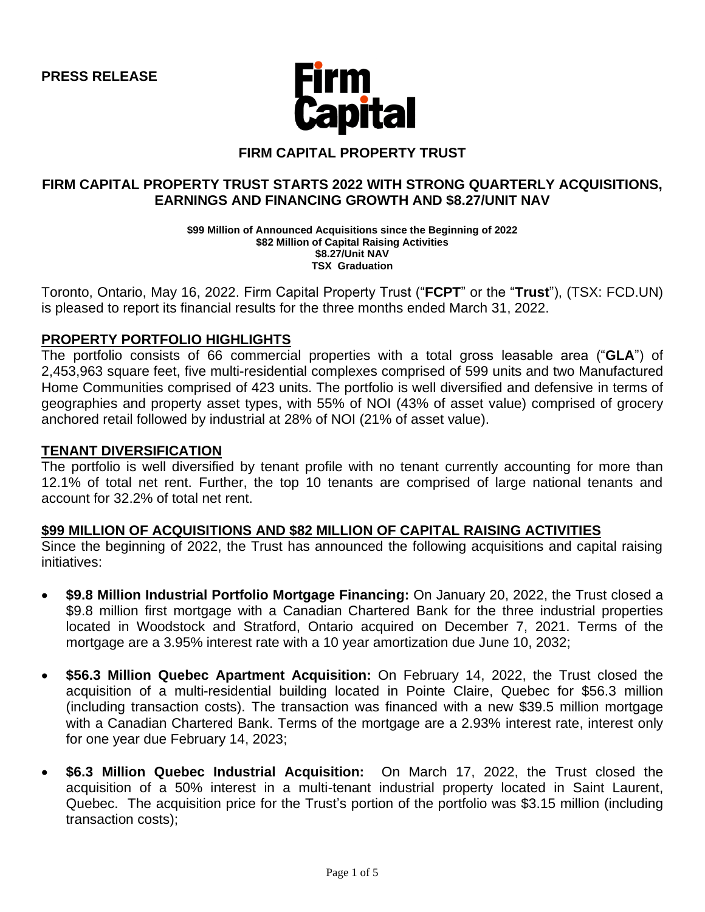**PRESS RELEASE**

Firm Capital

# FIRM CAPITAL PROPERTY TRUST

## FIRM CAPITAL PROPERTY TRUST STARTS 2022 WITH STRONG QUARTERLY ACQUISITIONS, EARNINGS AND FINANCING GROWTH AND $8.27/UNIT NAV

**$99 Million of Announced Acquisitions since the Beginning of 2022**
**$82 Million of Capital Raising Activities**
**$8.27/Unit NAV**
**TSX Graduation**

Toronto, Ontario, May 16, 2022. Firm Capital Property Trust ("**FCPT**" or the "**Trust**"), (TSX: FCD.UN) is pleased to report its financial results for the three months ended March 31, 2022.

### PROPERTY PORTFOLIO HIGHLIGHTS

The portfolio consists of 66 commercial properties with a total gross leasable area ("**GLA**") of 2,453,963 square feet, five multi-residential complexes comprised of 599 units and two Manufactured Home Communities comprised of 423 units. The portfolio is well diversified and defensive in terms of geographies and property asset types, with 55% of NOI (43% of asset value) comprised of grocery anchored retail followed by industrial at 28% of NOI (21% of asset value).

### TENANT DIVERSIFICATION

The portfolio is well diversified by tenant profile with no tenant currently accounting for more than 12.1% of total net rent. Further, the top 10 tenants are comprised of large national tenants and account for 32.2% of total net rent.

### $99 MILLION OF ACQUISITIONS AND $82 MILLION OF CAPITAL RAISING ACTIVITIES

Since the beginning of 2022, the Trust has announced the following acquisitions and capital raising initiatives:

- **$9.8 Million Industrial Portfolio Mortgage Financing:** On January 20, 2022, the Trust closed a $9.8 million first mortgage with a Canadian Chartered Bank for the three industrial properties located in Woodstock and Stratford, Ontario acquired on December 7, 2021. Terms of the mortgage are a 3.95% interest rate with a 10 year amortization due June 10, 2032;

- **$56.3 Million Quebec Apartment Acquisition:** On February 14, 2022, the Trust closed the acquisition of a multi-residential building located in Pointe Claire, Quebec for $56.3 million (including transaction costs). The transaction was financed with a new $39.5 million mortgage with a Canadian Chartered Bank. Terms of the mortgage are a 2.93% interest rate, interest only for one year due February 14, 2023;

- **$6.3 Million Quebec Industrial Acquisition:** On March 17, 2022, the Trust closed the acquisition of a 50% interest in a multi-tenant industrial property located in Saint Laurent, Quebec. The acquisition price for the Trust's portion of the portfolio was $3.15 million (including transaction costs);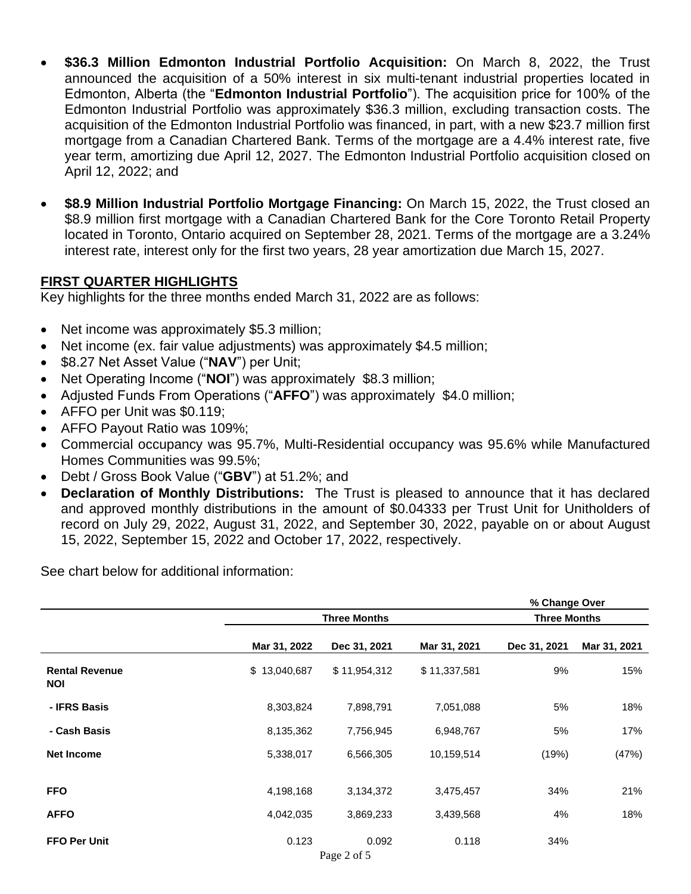- **\$36.3 Million Edmonton Industrial Portfolio Acquisition:** On March 8, 2022, the Trust announced the acquisition of a 50% interest in six multi-tenant industrial properties located in Edmonton, Alberta (the "**Edmonton Industrial Portfolio**"). The acquisition price for 100% of the Edmonton Industrial Portfolio was approximately \$36.3 million, excluding transaction costs. The acquisition of the Edmonton Industrial Portfolio was financed, in part, with a new \$23.7 million first mortgage from a Canadian Chartered Bank. Terms of the mortgage are a 4.4% interest rate, five year term, amortizing due April 12, 2027. The Edmonton Industrial Portfolio acquisition closed on April 12, 2022; and
- **\$8.9 Million Industrial Portfolio Mortgage Financing:** On March 15, 2022, the Trust closed an \$8.9 million first mortgage with a Canadian Chartered Bank for the Core Toronto Retail Property located in Toronto, Ontario acquired on September 28, 2021. Terms of the mortgage are a 3.24% interest rate, interest only for the first two years, 28 year amortization due March 15, 2027.

## FIRST QUARTER HIGHLIGHTS

Key highlights for the three months ended March 31, 2022 are as follows:

- Net income was approximately \$5.3 million;
- Net income (ex. fair value adjustments) was approximately \$4.5 million;
- \$8.27 Net Asset Value ("**NAV**") per Unit;
- Net Operating Income ("**NOI**") was approximately \$8.3 million;
- Adjusted Funds From Operations ("**AFFO**") was approximately \$4.0 million;
- AFFO per Unit was \$0.119;
- AFFO Payout Ratio was 109%;
- Commercial occupancy was 95.7%, Multi-Residential occupancy was 95.6% while Manufactured Homes Communities was 99.5%;
- Debt / Gross Book Value ("**GBV**") at 51.2%; and
- **Declaration of Monthly Distributions:** The Trust is pleased to announce that it has declared and approved monthly distributions in the amount of \$0.04333 per Trust Unit for Unitholders of record on July 29, 2022, August 31, 2022, and September 30, 2022, payable on or about August 15, 2022, September 15, 2022 and October 17, 2022, respectively.

See chart below for additional information:

| | Three Months | | | % Change Over Three Months | |
|---|---|---|---|---|---|
| | **Mar 31, 2022** | **Dec 31, 2021** | **Mar 31, 2021** | **Dec 31, 2021** | **Mar 31, 2021** |
| **Rental Revenue** | \$ 13,040,687 | \$ 11,954,312 | \$ 11,337,581 | 9% | 15% |
| **NOI** | | | | | |
| **- IFRS Basis** | 8,303,824 | 7,898,791 | 7,051,088 | 5% | 18% |
| **- Cash Basis** | 8,135,362 | 7,756,945 | 6,948,767 | 5% | 17% |
| **Net Income** | 5,338,017 | 6,566,305 | 10,159,514 | (19%) | (47%) |
| **FFO** | 4,198,168 | 3,134,372 | 3,475,457 | 34% | 21% |
| **AFFO** | 4,042,035 | 3,869,233 | 3,439,568 | 4% | 18% |
| **FFO Per Unit** | 0.123 | 0.092 | 0.118 | 34% | |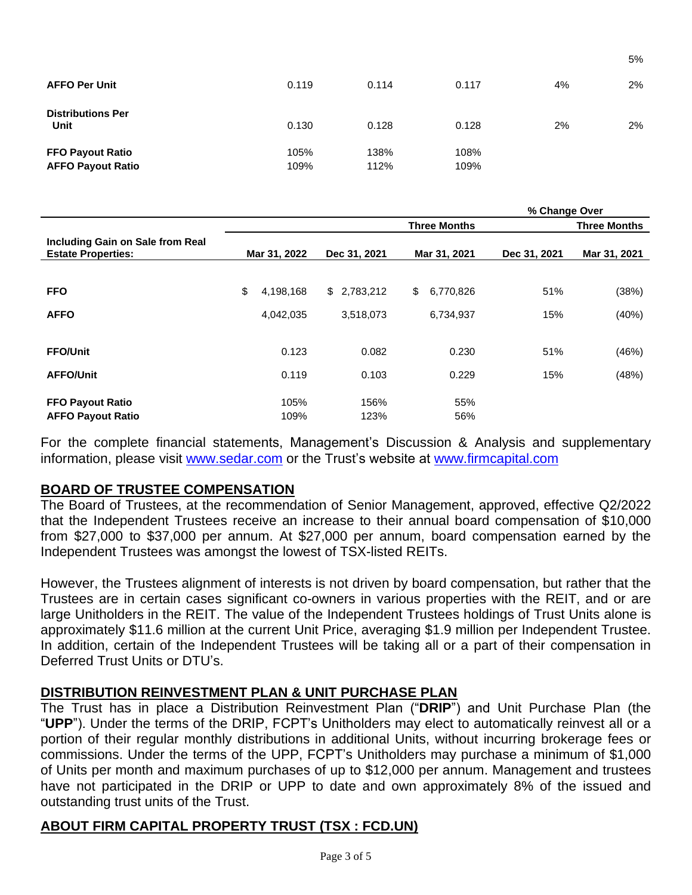| | | | | | 5% |
|---|---|---|---|---|---|
| **AFFO Per Unit** | 0.119 | 0.114 | 0.117 | 4% | 2% |
| **Distributions Per Unit** | 0.130 | 0.128 | 0.128 | 2% | 2% |
| **FFO Payout Ratio** | 105% | 138% | 108% | | |
| **AFFO Payout Ratio** | 109% | 112% | 109% | | |

| | | | | **% Change Over** | |
|---|---|---|---|---|---|
| | | | **Three Months** | | **Three Months** |
| **Including Gain on Sale from Real Estate Properties:** | **Mar 31, 2022** | **Dec 31, 2021** | **Mar 31, 2021** | **Dec 31, 2021** | **Mar 31, 2021** |
| **FFO** | $ 4,198,168 | $ 2,783,212 | $ 6,770,826 | 51% | (38%) |
| **AFFO** | 4,042,035 | 3,518,073 | 6,734,937 | 15% | (40%) |
| **FFO/Unit** | 0.123 | 0.082 | 0.230 | 51% | (46%) |
| **AFFO/Unit** | 0.119 | 0.103 | 0.229 | 15% | (48%) |
| **FFO Payout Ratio** | 105% | 156% | 55% | | |
| **AFFO Payout Ratio** | 109% | 123% | 56% | | |

For the complete financial statements, Management's Discussion & Analysis and supplementary information, please visit [www.sedar.com](http://www.sedar.com) or the Trust's website at [www.firmcapital.com](http://www.firmcapital.com)

## BOARD OF TRUSTEE COMPENSATION

The Board of Trustees, at the recommendation of Senior Management, approved, effective Q2/2022 that the Independent Trustees receive an increase to their annual board compensation of $10,000 from $27,000 to $37,000 per annum. At $27,000 per annum, board compensation earned by the Independent Trustees was amongst the lowest of TSX-listed REITs.

However, the Trustees alignment of interests is not driven by board compensation, but rather that the Trustees are in certain cases significant co-owners in various properties with the REIT, and or are large Unitholders in the REIT. The value of the Independent Trustees holdings of Trust Units alone is approximately $11.6 million at the current Unit Price, averaging $1.9 million per Independent Trustee. In addition, certain of the Independent Trustees will be taking all or a part of their compensation in Deferred Trust Units or DTU's.

## DISTRIBUTION REINVESTMENT PLAN & UNIT PURCHASE PLAN

The Trust has in place a Distribution Reinvestment Plan ("**DRIP**") and Unit Purchase Plan (the "**UPP**"). Under the terms of the DRIP, FCPT's Unitholders may elect to automatically reinvest all or a portion of their regular monthly distributions in additional Units, without incurring brokerage fees or commissions. Under the terms of the UPP, FCPT's Unitholders may purchase a minimum of $1,000 of Units per month and maximum purchases of up to $12,000 per annum. Management and trustees have not participated in the DRIP or UPP to date and own approximately 8% of the issued and outstanding trust units of the Trust.

## ABOUT FIRM CAPITAL PROPERTY TRUST (TSX : FCD.UN)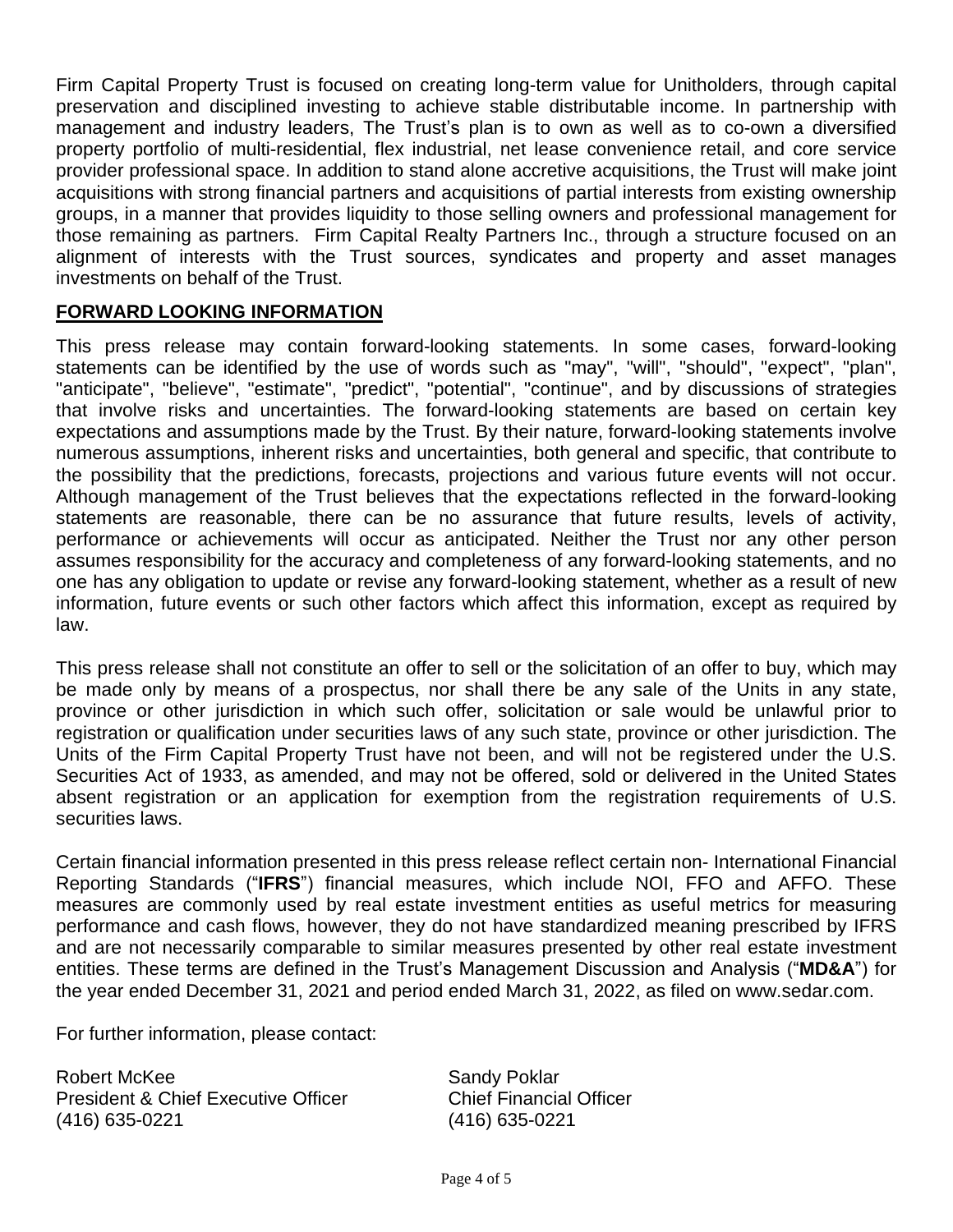Firm Capital Property Trust is focused on creating long-term value for Unitholders, through capital preservation and disciplined investing to achieve stable distributable income. In partnership with management and industry leaders, The Trust's plan is to own as well as to co-own a diversified property portfolio of multi-residential, flex industrial, net lease convenience retail, and core service provider professional space. In addition to stand alone accretive acquisitions, the Trust will make joint acquisitions with strong financial partners and acquisitions of partial interests from existing ownership groups, in a manner that provides liquidity to those selling owners and professional management for those remaining as partners. Firm Capital Realty Partners Inc., through a structure focused on an alignment of interests with the Trust sources, syndicates and property and asset manages investments on behalf of the Trust.

## FORWARD LOOKING INFORMATION

This press release may contain forward-looking statements. In some cases, forward-looking statements can be identified by the use of words such as "may", "will", "should", "expect", "plan", "anticipate", "believe", "estimate", "predict", "potential", "continue", and by discussions of strategies that involve risks and uncertainties. The forward-looking statements are based on certain key expectations and assumptions made by the Trust. By their nature, forward-looking statements involve numerous assumptions, inherent risks and uncertainties, both general and specific, that contribute to the possibility that the predictions, forecasts, projections and various future events will not occur. Although management of the Trust believes that the expectations reflected in the forward-looking statements are reasonable, there can be no assurance that future results, levels of activity, performance or achievements will occur as anticipated. Neither the Trust nor any other person assumes responsibility for the accuracy and completeness of any forward-looking statements, and no one has any obligation to update or revise any forward-looking statement, whether as a result of new information, future events or such other factors which affect this information, except as required by law.

This press release shall not constitute an offer to sell or the solicitation of an offer to buy, which may be made only by means of a prospectus, nor shall there be any sale of the Units in any state, province or other jurisdiction in which such offer, solicitation or sale would be unlawful prior to registration or qualification under securities laws of any such state, province or other jurisdiction. The Units of the Firm Capital Property Trust have not been, and will not be registered under the U.S. Securities Act of 1933, as amended, and may not be offered, sold or delivered in the United States absent registration or an application for exemption from the registration requirements of U.S. securities laws.

Certain financial information presented in this press release reflect certain non- International Financial Reporting Standards ("**IFRS**") financial measures, which include NOI, FFO and AFFO. These measures are commonly used by real estate investment entities as useful metrics for measuring performance and cash flows, however, they do not have standardized meaning prescribed by IFRS and are not necessarily comparable to similar measures presented by other real estate investment entities. These terms are defined in the Trust's Management Discussion and Analysis ("**MD&A**") for the year ended December 31, 2021 and period ended March 31, 2022, as filed on www.sedar.com.

For further information, please contact:

Robert McKee
President & Chief Executive Officer
(416) 635-0221

Sandy Poklar
Chief Financial Officer
(416) 635-0221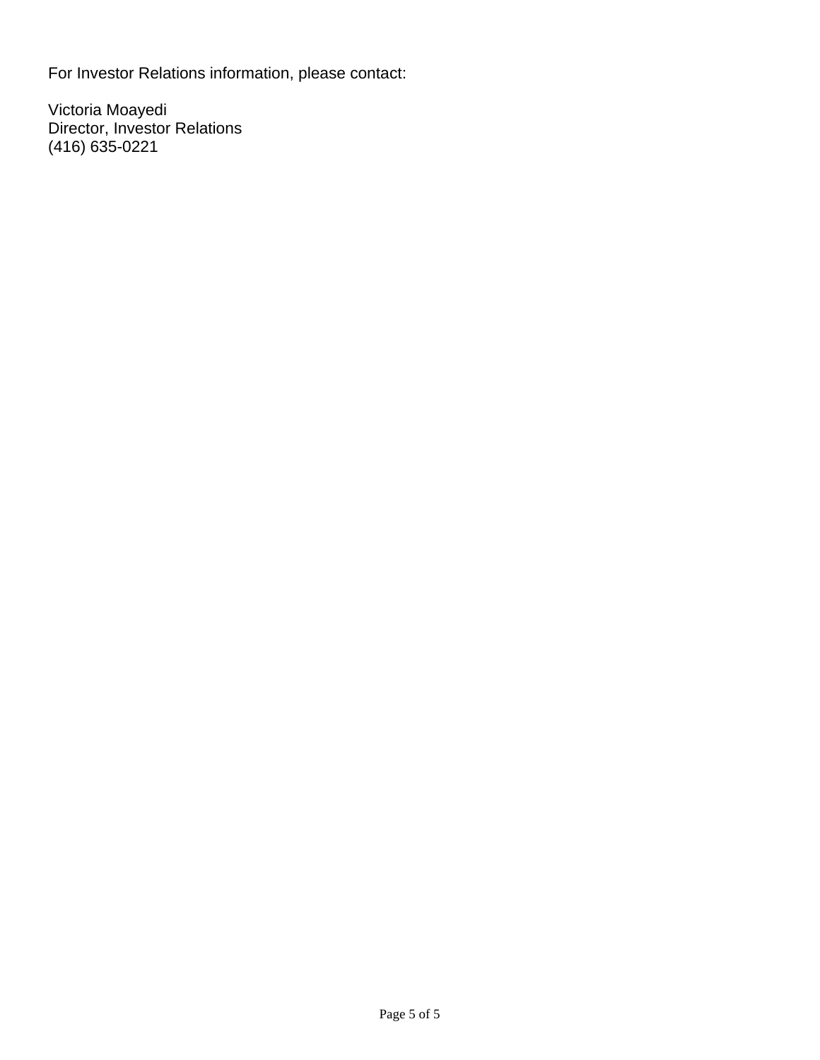For Investor Relations information, please contact:

Victoria Moayedi  
Director, Investor Relations  
(416) 635-0221